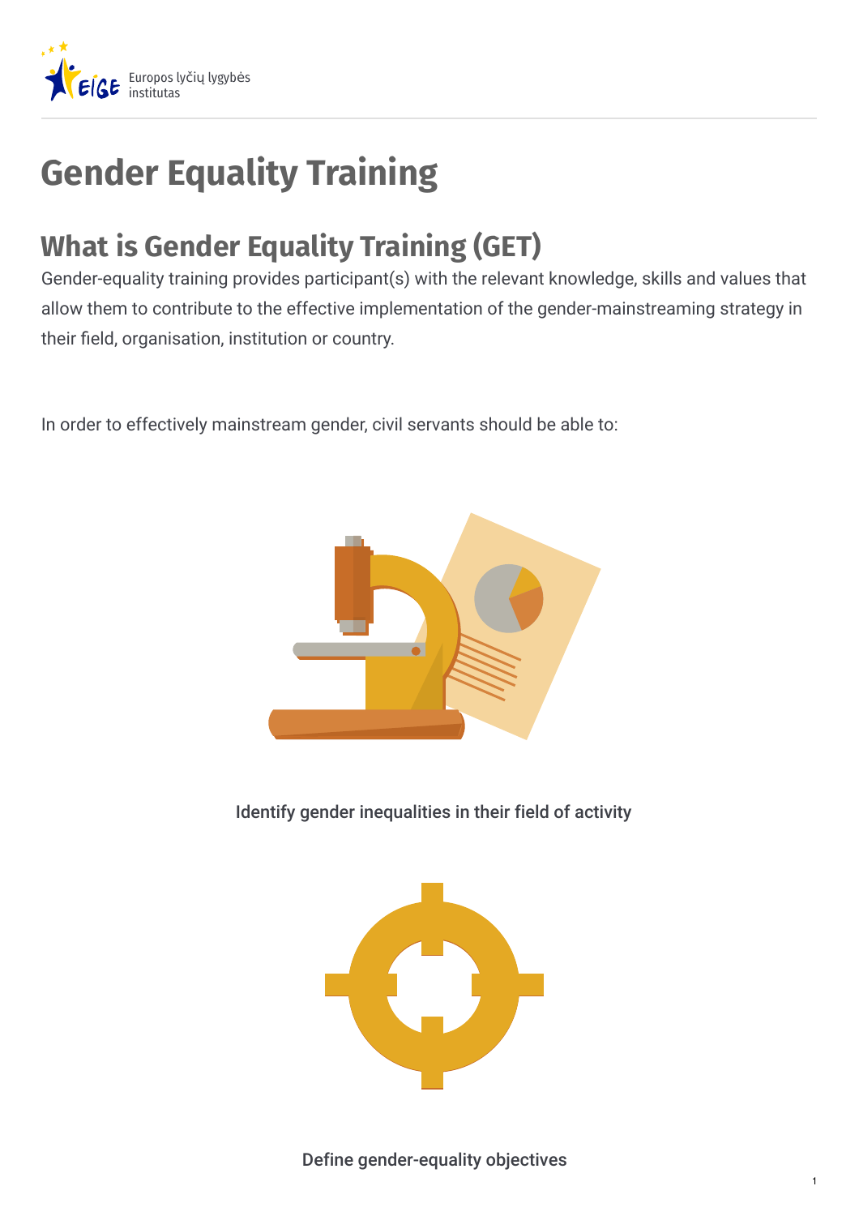# Gender Equality Training

## What is Gender Equality Training (GET)

Gender-equality training provides participant(s) with the relevant knowledge, skills and values that allow them to contribute to the effective implementation of the gender-mainstreaming strategy in their field, organisation, institution or country.

In order to effectively mainstream gender, civil servants should be able to:

Identify gender inequalities in their field of activity

Define gender-equality objectives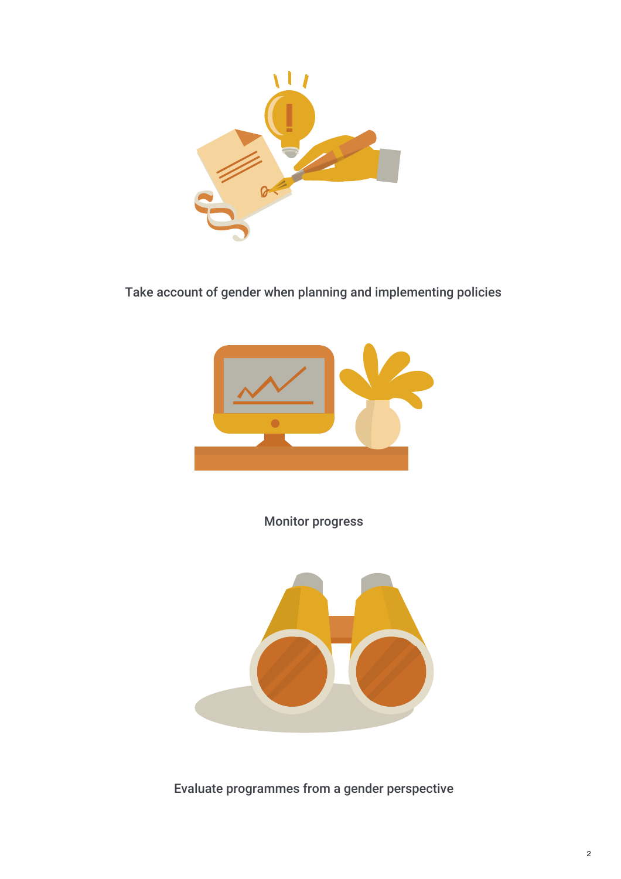Take account of gender when planning and implementing policies

Monitor progress

Evaluate programmes from a gender perspective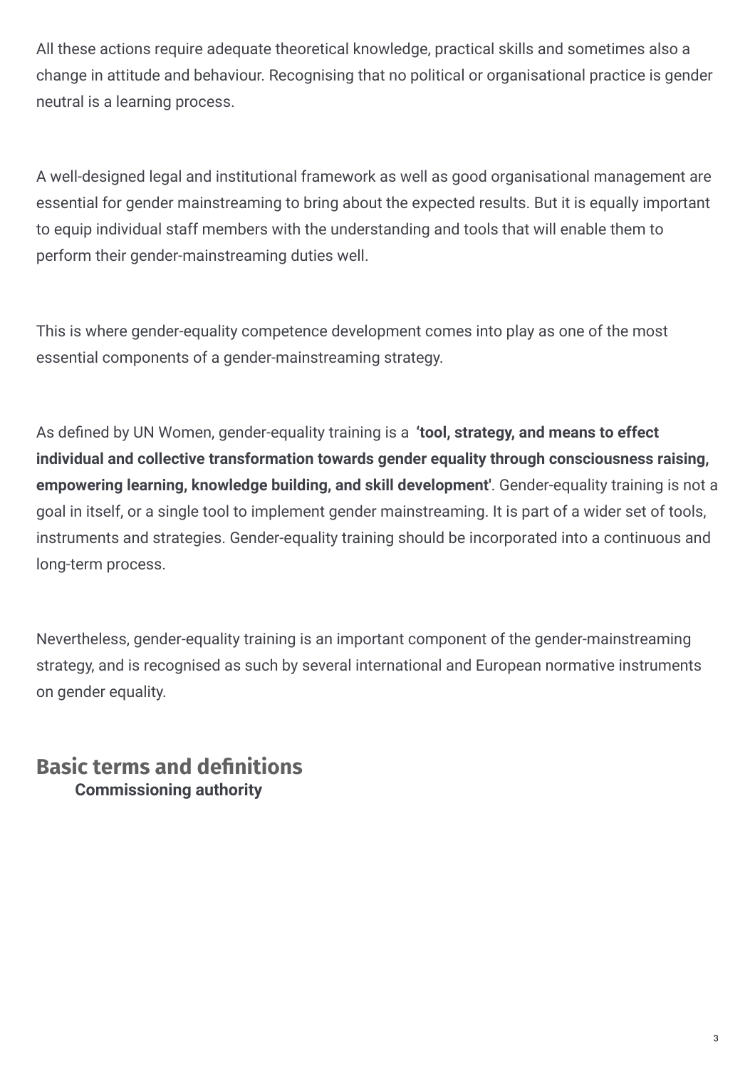All these actions require adequate theoretical knowledge, practical skills and sometimes also a change in attitude and behaviour. Recognising that no political or organisational practice is gender neutral is a learning process.

A well-designed legal and institutional framework as well as good organisational management are essential for gender mainstreaming to bring about the expected results. But it is equally important to equip individual staff members with the understanding and tools that will enable them to perform their gender-mainstreaming duties well.

This is where gender-equality competence development comes into play as one of the most essential components of a gender-mainstreaming strategy.

As defined by UN Women, gender-equality training is a **'tool, strategy, and means to effect individual and collective transformation towards gender equality through consciousness raising, empowering learning, knowledge building, and skill development'**. Gender-equality training is not a goal in itself, or a single tool to implement gender mainstreaming. It is part of a wider set of tools, instruments and strategies. Gender-equality training should be incorporated into a continuous and long-term process.

Nevertheless, gender-equality training is an important component of the gender-mainstreaming strategy, and is recognised as such by several international and European normative instruments on gender equality.

## Basic terms and definitions

**Commissioning authority**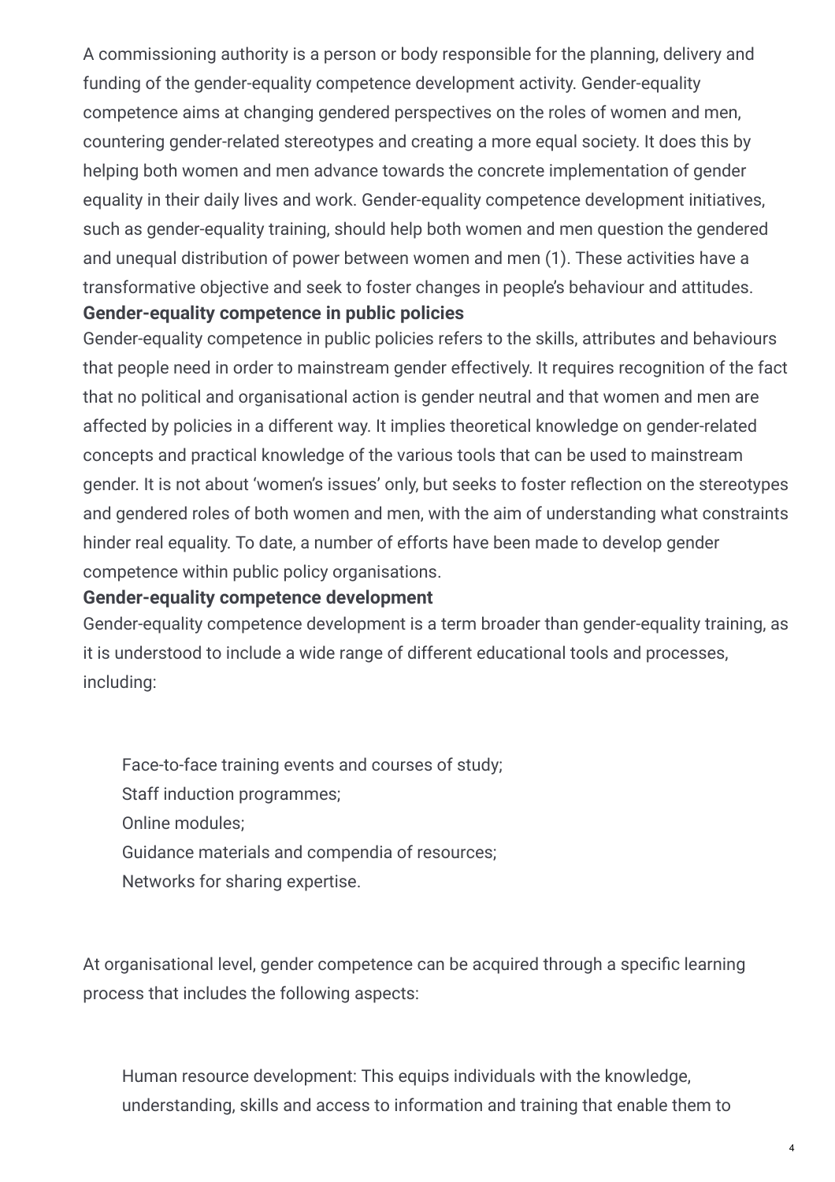A commissioning authority is a person or body responsible for the planning, delivery and funding of the gender-equality competence development activity. Gender-equality competence aims at changing gendered perspectives on the roles of women and men, countering gender-related stereotypes and creating a more equal society. It does this by helping both women and men advance towards the concrete implementation of gender equality in their daily lives and work. Gender-equality competence development initiatives, such as gender-equality training, should help both women and men question the gendered and unequal distribution of power between women and men (1). These activities have a transformative objective and seek to foster changes in people's behaviour and attitudes.

**Gender-equality competence in public policies**

Gender-equality competence in public policies refers to the skills, attributes and behaviours that people need in order to mainstream gender effectively. It requires recognition of the fact that no political and organisational action is gender neutral and that women and men are affected by policies in a different way. It implies theoretical knowledge on gender-related concepts and practical knowledge of the various tools that can be used to mainstream gender. It is not about 'women's issues' only, but seeks to foster reflection on the stereotypes and gendered roles of both women and men, with the aim of understanding what constraints hinder real equality. To date, a number of efforts have been made to develop gender competence within public policy organisations.

**Gender-equality competence development**

Gender-equality competence development is a term broader than gender-equality training, as it is understood to include a wide range of different educational tools and processes, including:

- Face-to-face training events and courses of study;
- Staff induction programmes;
- Online modules;
- Guidance materials and compendia of resources;
- Networks for sharing expertise.

At organisational level, gender competence can be acquired through a specific learning process that includes the following aspects:

- Human resource development: This equips individuals with the knowledge, understanding, skills and access to information and training that enable them to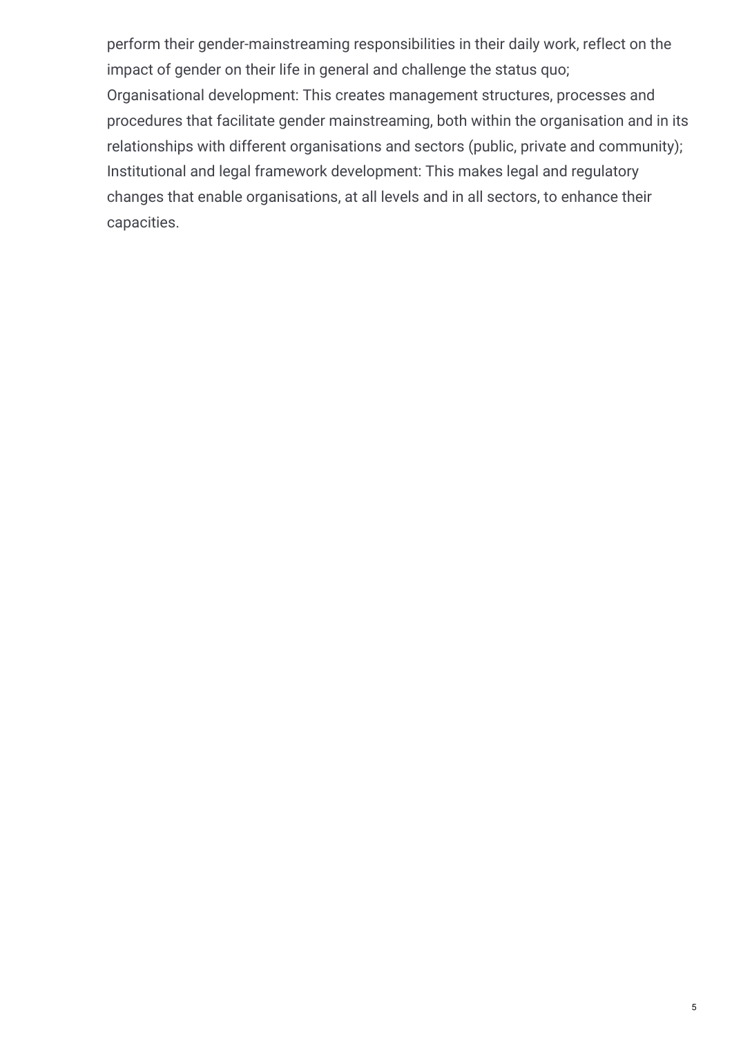perform their gender-mainstreaming responsibilities in their daily work, reflect on the impact of gender on their life in general and challenge the status quo;

Organisational development: This creates management structures, processes and procedures that facilitate gender mainstreaming, both within the organisation and in its relationships with different organisations and sectors (public, private and community);

Institutional and legal framework development: This makes legal and regulatory changes that enable organisations, at all levels and in all sectors, to enhance their capacities.